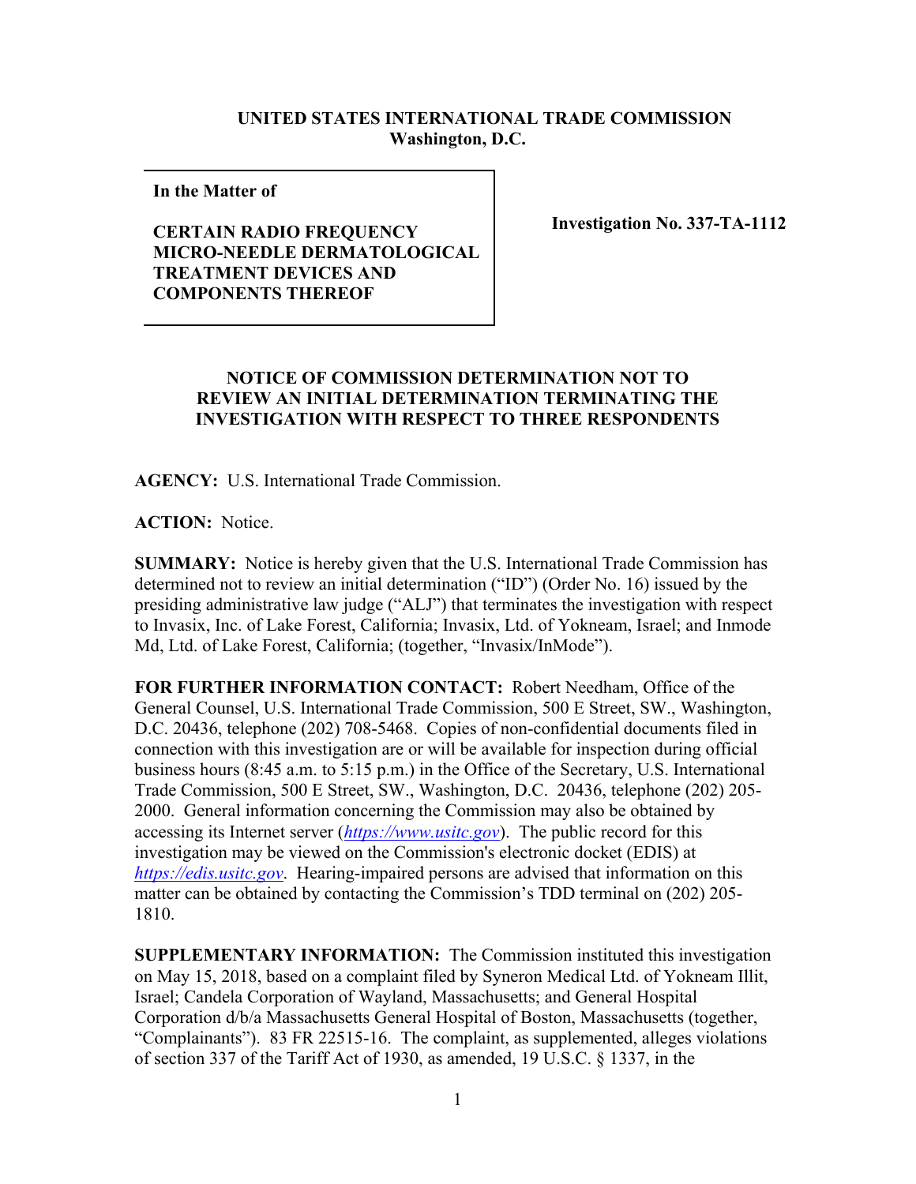**UNITED STATES INTERNATIONAL TRADE COMMISSION**
**Washington, D.C.**

| In the Matter of | |
|---|---|
| **CERTAIN RADIO FREQUENCY MICRO-NEEDLE DERMATOLOGICAL TREATMENT DEVICES AND COMPONENTS THEREOF** | **Investigation No. 337-TA-1112** |

**NOTICE OF COMMISSION DETERMINATION NOT TO REVIEW AN INITIAL DETERMINATION TERMINATING THE INVESTIGATION WITH RESPECT TO THREE RESPONDENTS**

**AGENCY:** U.S. International Trade Commission.

**ACTION:** Notice.

**SUMMARY:** Notice is hereby given that the U.S. International Trade Commission has determined not to review an initial determination ("ID") (Order No. 16) issued by the presiding administrative law judge ("ALJ") that terminates the investigation with respect to Invasix, Inc. of Lake Forest, California; Invasix, Ltd. of Yokneam, Israel; and Inmode Md, Ltd. of Lake Forest, California; (together, "Invasix/InMode").

**FOR FURTHER INFORMATION CONTACT:** Robert Needham, Office of the General Counsel, U.S. International Trade Commission, 500 E Street, SW., Washington, D.C. 20436, telephone (202) 708-5468. Copies of non-confidential documents filed in connection with this investigation are or will be available for inspection during official business hours (8:45 a.m. to 5:15 p.m.) in the Office of the Secretary, U.S. International Trade Commission, 500 E Street, SW., Washington, D.C. 20436, telephone (202) 205-2000. General information concerning the Commission may also be obtained by accessing its Internet server (*https://www.usitc.gov*). The public record for this investigation may be viewed on the Commission's electronic docket (EDIS) at *https://edis.usitc.gov*. Hearing-impaired persons are advised that information on this matter can be obtained by contacting the Commission's TDD terminal on (202) 205-1810.

**SUPPLEMENTARY INFORMATION:** The Commission instituted this investigation on May 15, 2018, based on a complaint filed by Syneron Medical Ltd. of Yokneam Illit, Israel; Candela Corporation of Wayland, Massachusetts; and General Hospital Corporation d/b/a Massachusetts General Hospital of Boston, Massachusetts (together, "Complainants"). 83 FR 22515-16. The complaint, as supplemented, alleges violations of section 337 of the Tariff Act of 1930, as amended, 19 U.S.C. § 1337, in the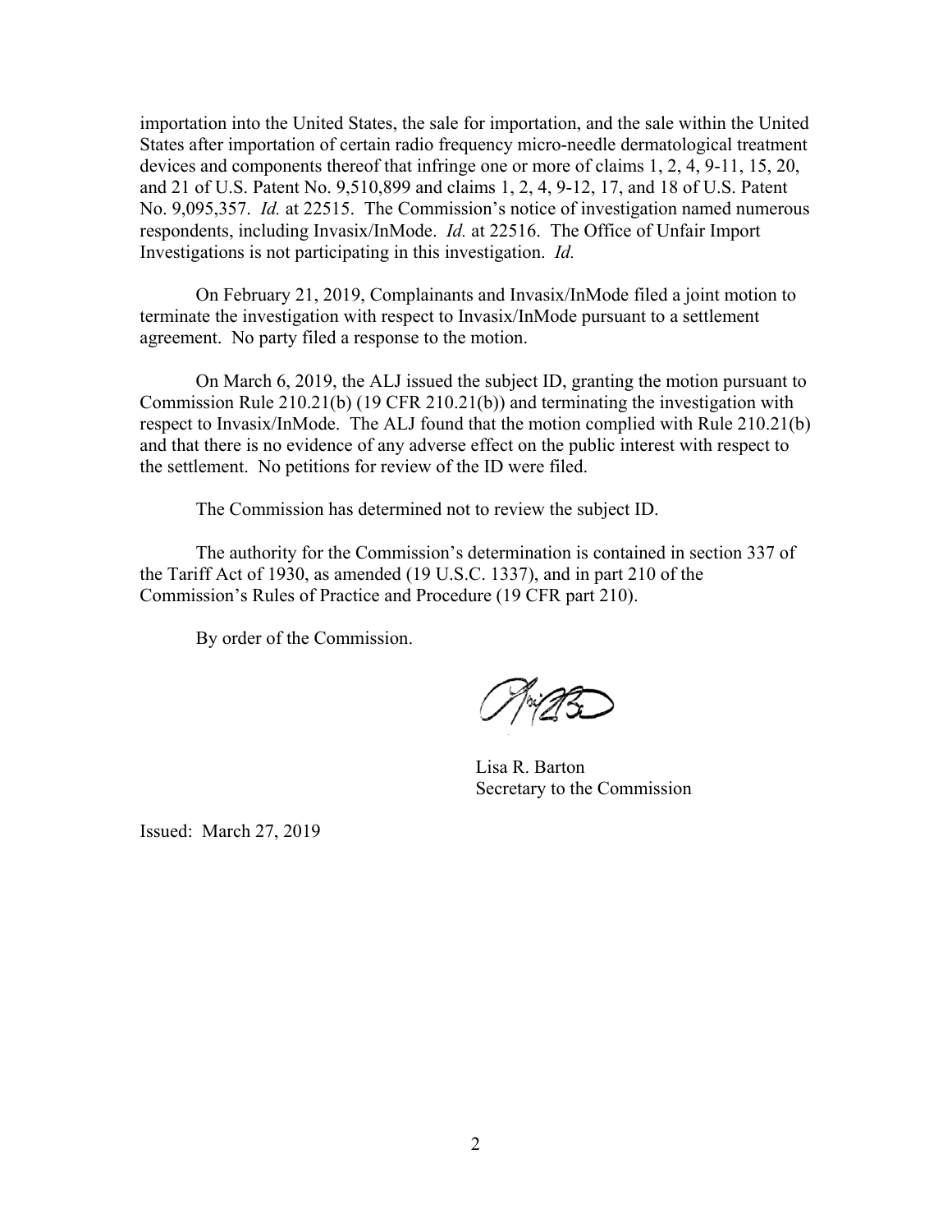importation into the United States, the sale for importation, and the sale within the United States after importation of certain radio frequency micro-needle dermatological treatment devices and components thereof that infringe one or more of claims 1, 2, 4, 9-11, 15, 20, and 21 of U.S. Patent No. 9,510,899 and claims 1, 2, 4, 9-12, 17, and 18 of U.S. Patent No. 9,095,357. *Id.* at 22515. The Commission's notice of investigation named numerous respondents, including Invasix/InMode. *Id.* at 22516. The Office of Unfair Import Investigations is not participating in this investigation. *Id.*

On February 21, 2019, Complainants and Invasix/InMode filed a joint motion to terminate the investigation with respect to Invasix/InMode pursuant to a settlement agreement. No party filed a response to the motion.

On March 6, 2019, the ALJ issued the subject ID, granting the motion pursuant to Commission Rule 210.21(b) (19 CFR 210.21(b)) and terminating the investigation with respect to Invasix/InMode. The ALJ found that the motion complied with Rule 210.21(b) and that there is no evidence of any adverse effect on the public interest with respect to the settlement. No petitions for review of the ID were filed.

The Commission has determined not to review the subject ID.

The authority for the Commission's determination is contained in section 337 of the Tariff Act of 1930, as amended (19 U.S.C. 1337), and in part 210 of the Commission's Rules of Practice and Procedure (19 CFR part 210).

By order of the Commission.

Lisa R. Barton
Secretary to the Commission

Issued: March 27, 2019